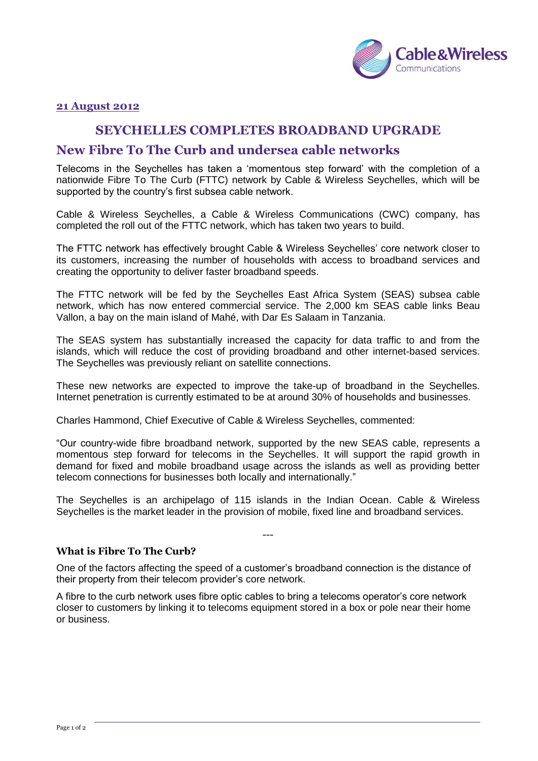**21 August 2012**

# SEYCHELLES COMPLETES BROADBAND UPGRADE

## New Fibre To The Curb and undersea cable networks

Telecoms in the Seychelles has taken a 'momentous step forward' with the completion of a nationwide Fibre To The Curb (FTTC) network by Cable & Wireless Seychelles, which will be supported by the country's first subsea cable network.

Cable & Wireless Seychelles, a Cable & Wireless Communications (CWC) company, has completed the roll out of the FTTC network, which has taken two years to build.

The FTTC network has effectively brought Cable & Wireless Seychelles' core network closer to its customers, increasing the number of households with access to broadband services and creating the opportunity to deliver faster broadband speeds.

The FTTC network will be fed by the Seychelles East Africa System (SEAS) subsea cable network, which has now entered commercial service. The 2,000 km SEAS cable links Beau Vallon, a bay on the main island of Mahé, with Dar Es Salaam in Tanzania.

The SEAS system has substantially increased the capacity for data traffic to and from the islands, which will reduce the cost of providing broadband and other internet-based services. The Seychelles was previously reliant on satellite connections.

These new networks are expected to improve the take-up of broadband in the Seychelles. Internet penetration is currently estimated to be at around 30% of households and businesses.

Charles Hammond, Chief Executive of Cable & Wireless Seychelles, commented:

"Our country-wide fibre broadband network, supported by the new SEAS cable, represents a momentous step forward for telecoms in the Seychelles. It will support the rapid growth in demand for fixed and mobile broadband usage across the islands as well as providing better telecom connections for businesses both locally and internationally."

The Seychelles is an archipelago of 115 islands in the Indian Ocean. Cable & Wireless Seychelles is the market leader in the provision of mobile, fixed line and broadband services.

---

### What is Fibre To The Curb?

One of the factors affecting the speed of a customer's broadband connection is the distance of their property from their telecom provider's core network.

A fibre to the curb network uses fibre optic cables to bring a telecoms operator's core network closer to customers by linking it to telecoms equipment stored in a box or pole near their home or business.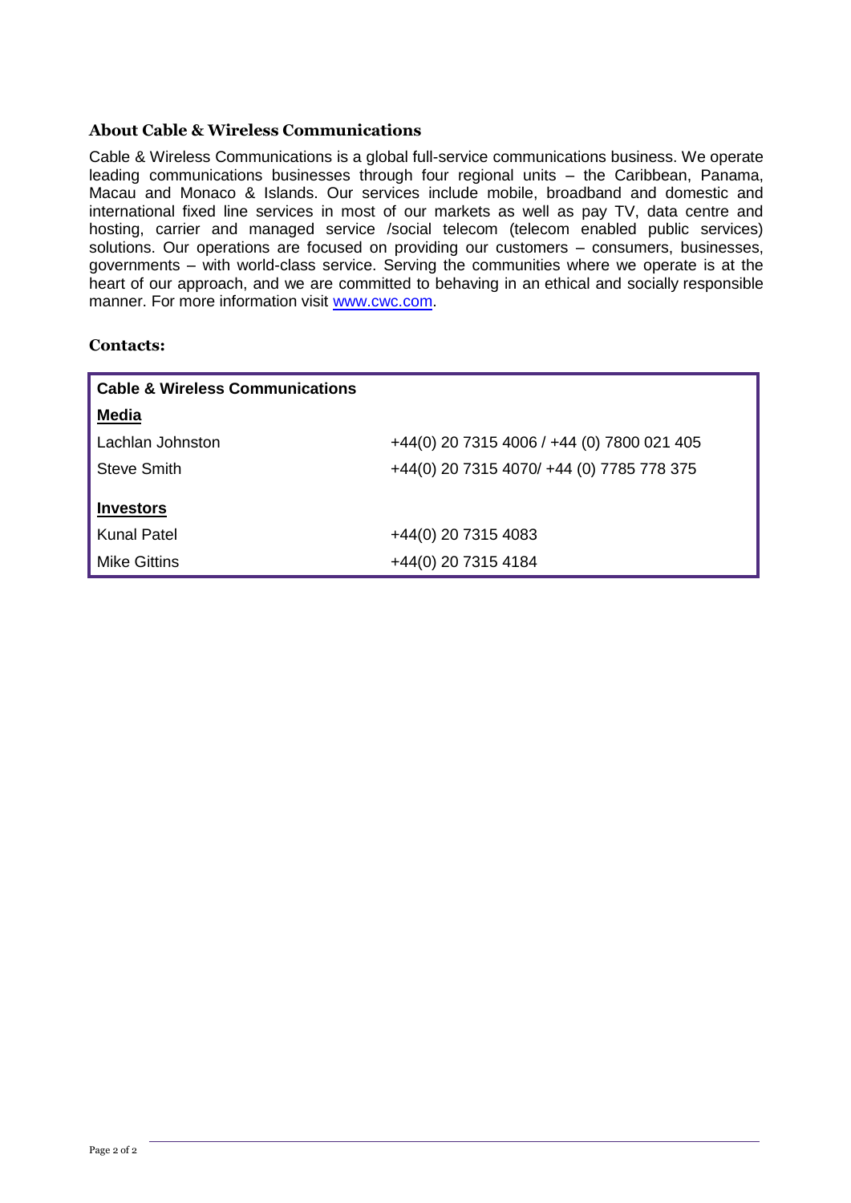### About Cable & Wireless Communications

Cable & Wireless Communications is a global full-service communications business. We operate leading communications businesses through four regional units – the Caribbean, Panama, Macau and Monaco & Islands. Our services include mobile, broadband and domestic and international fixed line services in most of our markets as well as pay TV, data centre and hosting, carrier and managed service /social telecom (telecom enabled public services) solutions. Our operations are focused on providing our customers – consumers, businesses, governments – with world-class service. Serving the communities where we operate is at the heart of our approach, and we are committed to behaving in an ethical and socially responsible manner. For more information visit [www.cwc.com](www.cwc.com).

### Contacts:

| | |
|---|---|
| **Cable & Wireless Communications** | |
| **Media** | |
| Lachlan Johnston | +44(0) 20 7315 4006 / +44 (0) 7800 021 405 |
| Steve Smith | +44(0) 20 7315 4070/ +44 (0) 7785 778 375 |
| **Investors** | |
| Kunal Patel | +44(0) 20 7315 4083 |
| Mike Gittins | +44(0) 20 7315 4184 |